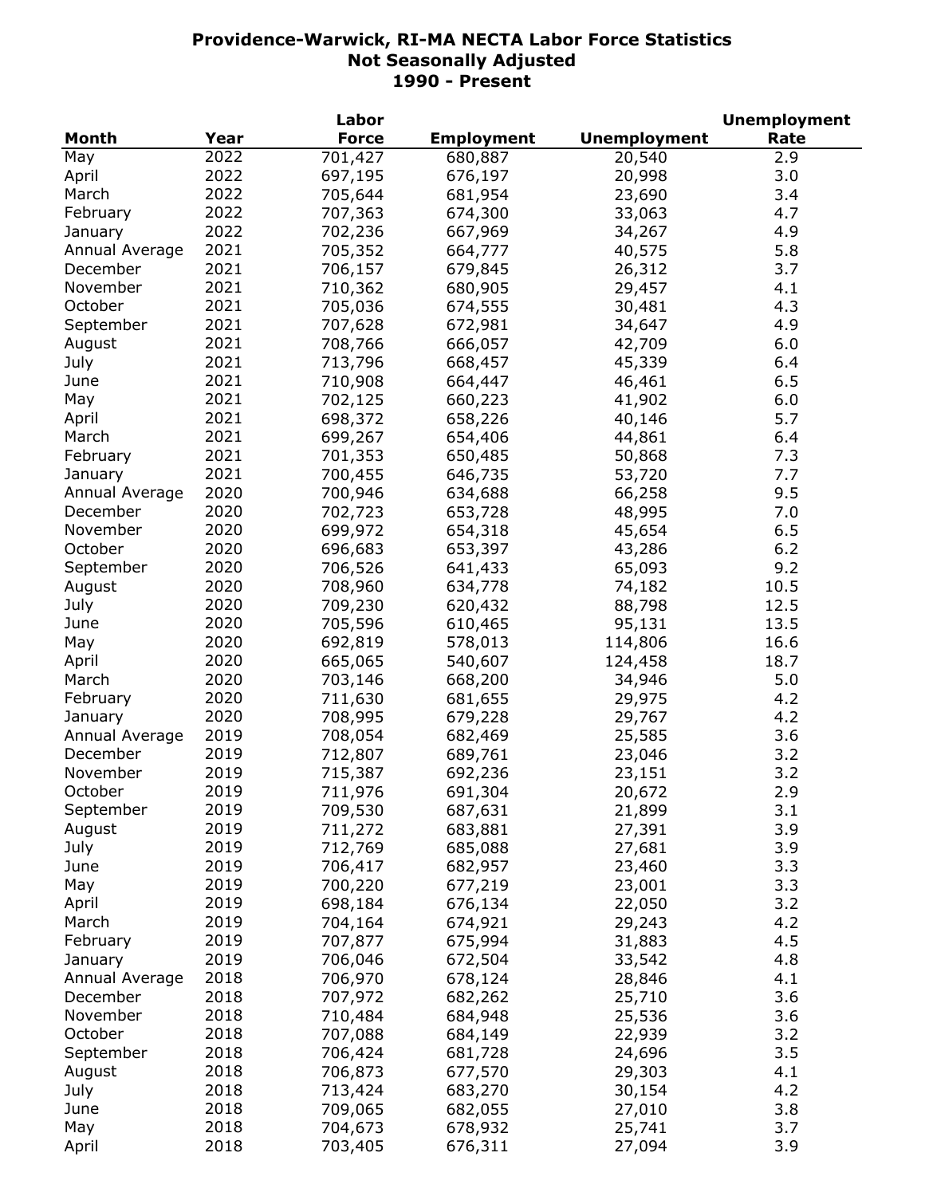# Providence-Warwick, RI-MA NECTA Labor Force Statistics
## Not Seasonally Adjusted
## 1990 - Present

| Month | Year | Labor Force | Employment | Unemployment | Unemployment Rate |
|---|---|---|---|---|---|
| May | 2022 | 701,427 | 680,887 | 20,540 | 2.9 |
| April | 2022 | 697,195 | 676,197 | 20,998 | 3.0 |
| March | 2022 | 705,644 | 681,954 | 23,690 | 3.4 |
| February | 2022 | 707,363 | 674,300 | 33,063 | 4.7 |
| January | 2022 | 702,236 | 667,969 | 34,267 | 4.9 |
| Annual Average | 2021 | 705,352 | 664,777 | 40,575 | 5.8 |
| December | 2021 | 706,157 | 679,845 | 26,312 | 3.7 |
| November | 2021 | 710,362 | 680,905 | 29,457 | 4.1 |
| October | 2021 | 705,036 | 674,555 | 30,481 | 4.3 |
| September | 2021 | 707,628 | 672,981 | 34,647 | 4.9 |
| August | 2021 | 708,766 | 666,057 | 42,709 | 6.0 |
| July | 2021 | 713,796 | 668,457 | 45,339 | 6.4 |
| June | 2021 | 710,908 | 664,447 | 46,461 | 6.5 |
| May | 2021 | 702,125 | 660,223 | 41,902 | 6.0 |
| April | 2021 | 698,372 | 658,226 | 40,146 | 5.7 |
| March | 2021 | 699,267 | 654,406 | 44,861 | 6.4 |
| February | 2021 | 701,353 | 650,485 | 50,868 | 7.3 |
| January | 2021 | 700,455 | 646,735 | 53,720 | 7.7 |
| Annual Average | 2020 | 700,946 | 634,688 | 66,258 | 9.5 |
| December | 2020 | 702,723 | 653,728 | 48,995 | 7.0 |
| November | 2020 | 699,972 | 654,318 | 45,654 | 6.5 |
| October | 2020 | 696,683 | 653,397 | 43,286 | 6.2 |
| September | 2020 | 706,526 | 641,433 | 65,093 | 9.2 |
| August | 2020 | 708,960 | 634,778 | 74,182 | 10.5 |
| July | 2020 | 709,230 | 620,432 | 88,798 | 12.5 |
| June | 2020 | 705,596 | 610,465 | 95,131 | 13.5 |
| May | 2020 | 692,819 | 578,013 | 114,806 | 16.6 |
| April | 2020 | 665,065 | 540,607 | 124,458 | 18.7 |
| March | 2020 | 703,146 | 668,200 | 34,946 | 5.0 |
| February | 2020 | 711,630 | 681,655 | 29,975 | 4.2 |
| January | 2020 | 708,995 | 679,228 | 29,767 | 4.2 |
| Annual Average | 2019 | 708,054 | 682,469 | 25,585 | 3.6 |
| December | 2019 | 712,807 | 689,761 | 23,046 | 3.2 |
| November | 2019 | 715,387 | 692,236 | 23,151 | 3.2 |
| October | 2019 | 711,976 | 691,304 | 20,672 | 2.9 |
| September | 2019 | 709,530 | 687,631 | 21,899 | 3.1 |
| August | 2019 | 711,272 | 683,881 | 27,391 | 3.9 |
| July | 2019 | 712,769 | 685,088 | 27,681 | 3.9 |
| June | 2019 | 706,417 | 682,957 | 23,460 | 3.3 |
| May | 2019 | 700,220 | 677,219 | 23,001 | 3.3 |
| April | 2019 | 698,184 | 676,134 | 22,050 | 3.2 |
| March | 2019 | 704,164 | 674,921 | 29,243 | 4.2 |
| February | 2019 | 707,877 | 675,994 | 31,883 | 4.5 |
| January | 2019 | 706,046 | 672,504 | 33,542 | 4.8 |
| Annual Average | 2018 | 706,970 | 678,124 | 28,846 | 4.1 |
| December | 2018 | 707,972 | 682,262 | 25,710 | 3.6 |
| November | 2018 | 710,484 | 684,948 | 25,536 | 3.6 |
| October | 2018 | 707,088 | 684,149 | 22,939 | 3.2 |
| September | 2018 | 706,424 | 681,728 | 24,696 | 3.5 |
| August | 2018 | 706,873 | 677,570 | 29,303 | 4.1 |
| July | 2018 | 713,424 | 683,270 | 30,154 | 4.2 |
| June | 2018 | 709,065 | 682,055 | 27,010 | 3.8 |
| May | 2018 | 704,673 | 678,932 | 25,741 | 3.7 |
| April | 2018 | 703,405 | 676,311 | 27,094 | 3.9 |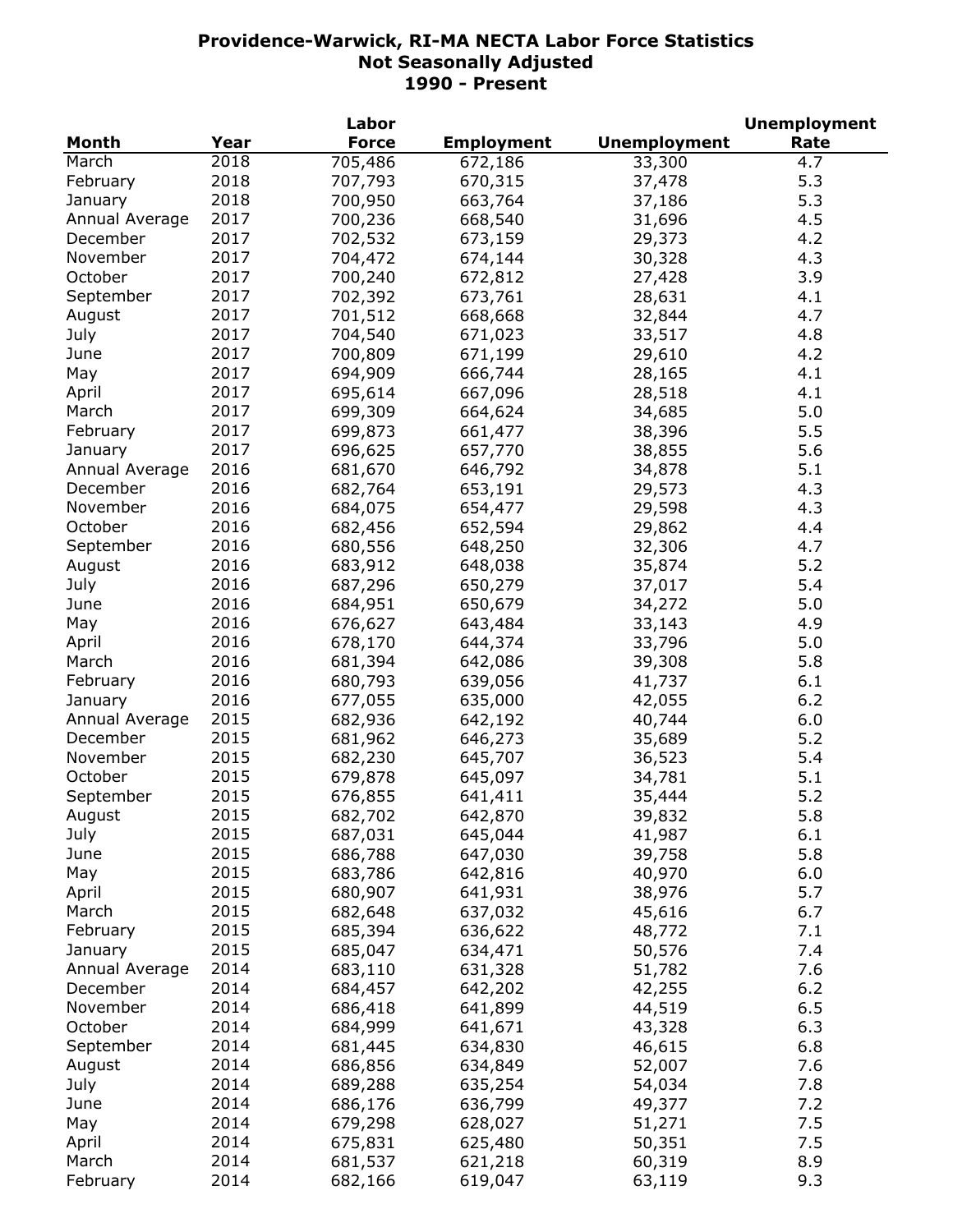# Providence-Warwick, RI-MA NECTA Labor Force Statistics
## Not Seasonally Adjusted
## 1990 - Present

| Month | Year | Labor Force | Employment | Unemployment | Unemployment Rate |
|---|---|---|---|---|---|
| March | 2018 | 705,486 | 672,186 | 33,300 | 4.7 |
| February | 2018 | 707,793 | 670,315 | 37,478 | 5.3 |
| January | 2018 | 700,950 | 663,764 | 37,186 | 5.3 |
| Annual Average | 2017 | 700,236 | 668,540 | 31,696 | 4.5 |
| December | 2017 | 702,532 | 673,159 | 29,373 | 4.2 |
| November | 2017 | 704,472 | 674,144 | 30,328 | 4.3 |
| October | 2017 | 700,240 | 672,812 | 27,428 | 3.9 |
| September | 2017 | 702,392 | 673,761 | 28,631 | 4.1 |
| August | 2017 | 701,512 | 668,668 | 32,844 | 4.7 |
| July | 2017 | 704,540 | 671,023 | 33,517 | 4.8 |
| June | 2017 | 700,809 | 671,199 | 29,610 | 4.2 |
| May | 2017 | 694,909 | 666,744 | 28,165 | 4.1 |
| April | 2017 | 695,614 | 667,096 | 28,518 | 4.1 |
| March | 2017 | 699,309 | 664,624 | 34,685 | 5.0 |
| February | 2017 | 699,873 | 661,477 | 38,396 | 5.5 |
| January | 2017 | 696,625 | 657,770 | 38,855 | 5.6 |
| Annual Average | 2016 | 681,670 | 646,792 | 34,878 | 5.1 |
| December | 2016 | 682,764 | 653,191 | 29,573 | 4.3 |
| November | 2016 | 684,075 | 654,477 | 29,598 | 4.3 |
| October | 2016 | 682,456 | 652,594 | 29,862 | 4.4 |
| September | 2016 | 680,556 | 648,250 | 32,306 | 4.7 |
| August | 2016 | 683,912 | 648,038 | 35,874 | 5.2 |
| July | 2016 | 687,296 | 650,279 | 37,017 | 5.4 |
| June | 2016 | 684,951 | 650,679 | 34,272 | 5.0 |
| May | 2016 | 676,627 | 643,484 | 33,143 | 4.9 |
| April | 2016 | 678,170 | 644,374 | 33,796 | 5.0 |
| March | 2016 | 681,394 | 642,086 | 39,308 | 5.8 |
| February | 2016 | 680,793 | 639,056 | 41,737 | 6.1 |
| January | 2016 | 677,055 | 635,000 | 42,055 | 6.2 |
| Annual Average | 2015 | 682,936 | 642,192 | 40,744 | 6.0 |
| December | 2015 | 681,962 | 646,273 | 35,689 | 5.2 |
| November | 2015 | 682,230 | 645,707 | 36,523 | 5.4 |
| October | 2015 | 679,878 | 645,097 | 34,781 | 5.1 |
| September | 2015 | 676,855 | 641,411 | 35,444 | 5.2 |
| August | 2015 | 682,702 | 642,870 | 39,832 | 5.8 |
| July | 2015 | 687,031 | 645,044 | 41,987 | 6.1 |
| June | 2015 | 686,788 | 647,030 | 39,758 | 5.8 |
| May | 2015 | 683,786 | 642,816 | 40,970 | 6.0 |
| April | 2015 | 680,907 | 641,931 | 38,976 | 5.7 |
| March | 2015 | 682,648 | 637,032 | 45,616 | 6.7 |
| February | 2015 | 685,394 | 636,622 | 48,772 | 7.1 |
| January | 2015 | 685,047 | 634,471 | 50,576 | 7.4 |
| Annual Average | 2014 | 683,110 | 631,328 | 51,782 | 7.6 |
| December | 2014 | 684,457 | 642,202 | 42,255 | 6.2 |
| November | 2014 | 686,418 | 641,899 | 44,519 | 6.5 |
| October | 2014 | 684,999 | 641,671 | 43,328 | 6.3 |
| September | 2014 | 681,445 | 634,830 | 46,615 | 6.8 |
| August | 2014 | 686,856 | 634,849 | 52,007 | 7.6 |
| July | 2014 | 689,288 | 635,254 | 54,034 | 7.8 |
| June | 2014 | 686,176 | 636,799 | 49,377 | 7.2 |
| May | 2014 | 679,298 | 628,027 | 51,271 | 7.5 |
| April | 2014 | 675,831 | 625,480 | 50,351 | 7.5 |
| March | 2014 | 681,537 | 621,218 | 60,319 | 8.9 |
| February | 2014 | 682,166 | 619,047 | 63,119 | 9.3 |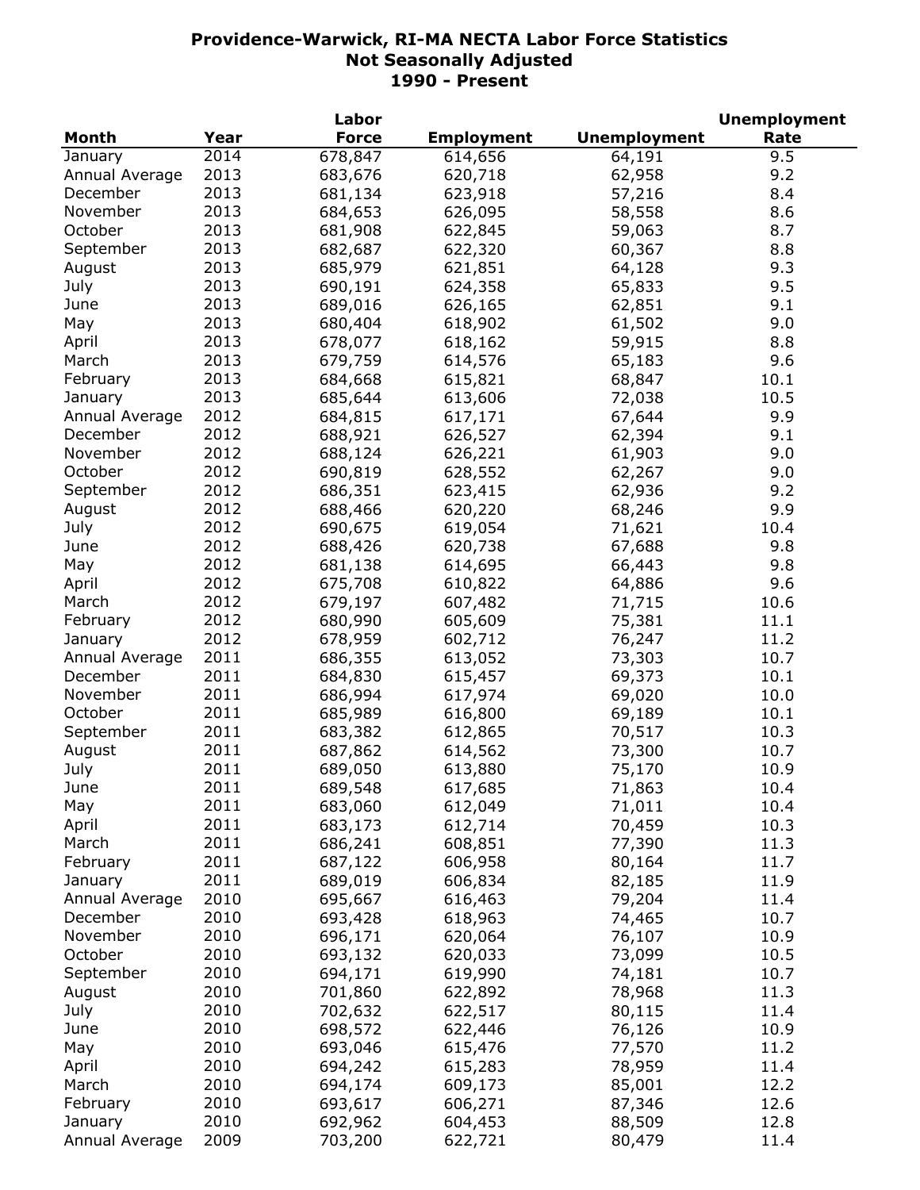# Providence-Warwick, RI-MA NECTA Labor Force Statistics
## Not Seasonally Adjusted
## 1990 - Present

| Month | Year | Labor Force | Employment | Unemployment | Unemployment Rate |
|---|---|---|---|---|---|
| January | 2014 | 678,847 | 614,656 | 64,191 | 9.5 |
| Annual Average | 2013 | 683,676 | 620,718 | 62,958 | 9.2 |
| December | 2013 | 681,134 | 623,918 | 57,216 | 8.4 |
| November | 2013 | 684,653 | 626,095 | 58,558 | 8.6 |
| October | 2013 | 681,908 | 622,845 | 59,063 | 8.7 |
| September | 2013 | 682,687 | 622,320 | 60,367 | 8.8 |
| August | 2013 | 685,979 | 621,851 | 64,128 | 9.3 |
| July | 2013 | 690,191 | 624,358 | 65,833 | 9.5 |
| June | 2013 | 689,016 | 626,165 | 62,851 | 9.1 |
| May | 2013 | 680,404 | 618,902 | 61,502 | 9.0 |
| April | 2013 | 678,077 | 618,162 | 59,915 | 8.8 |
| March | 2013 | 679,759 | 614,576 | 65,183 | 9.6 |
| February | 2013 | 684,668 | 615,821 | 68,847 | 10.1 |
| January | 2013 | 685,644 | 613,606 | 72,038 | 10.5 |
| Annual Average | 2012 | 684,815 | 617,171 | 67,644 | 9.9 |
| December | 2012 | 688,921 | 626,527 | 62,394 | 9.1 |
| November | 2012 | 688,124 | 626,221 | 61,903 | 9.0 |
| October | 2012 | 690,819 | 628,552 | 62,267 | 9.0 |
| September | 2012 | 686,351 | 623,415 | 62,936 | 9.2 |
| August | 2012 | 688,466 | 620,220 | 68,246 | 9.9 |
| July | 2012 | 690,675 | 619,054 | 71,621 | 10.4 |
| June | 2012 | 688,426 | 620,738 | 67,688 | 9.8 |
| May | 2012 | 681,138 | 614,695 | 66,443 | 9.8 |
| April | 2012 | 675,708 | 610,822 | 64,886 | 9.6 |
| March | 2012 | 679,197 | 607,482 | 71,715 | 10.6 |
| February | 2012 | 680,990 | 605,609 | 75,381 | 11.1 |
| January | 2012 | 678,959 | 602,712 | 76,247 | 11.2 |
| Annual Average | 2011 | 686,355 | 613,052 | 73,303 | 10.7 |
| December | 2011 | 684,830 | 615,457 | 69,373 | 10.1 |
| November | 2011 | 686,994 | 617,974 | 69,020 | 10.0 |
| October | 2011 | 685,989 | 616,800 | 69,189 | 10.1 |
| September | 2011 | 683,382 | 612,865 | 70,517 | 10.3 |
| August | 2011 | 687,862 | 614,562 | 73,300 | 10.7 |
| July | 2011 | 689,050 | 613,880 | 75,170 | 10.9 |
| June | 2011 | 689,548 | 617,685 | 71,863 | 10.4 |
| May | 2011 | 683,060 | 612,049 | 71,011 | 10.4 |
| April | 2011 | 683,173 | 612,714 | 70,459 | 10.3 |
| March | 2011 | 686,241 | 608,851 | 77,390 | 11.3 |
| February | 2011 | 687,122 | 606,958 | 80,164 | 11.7 |
| January | 2011 | 689,019 | 606,834 | 82,185 | 11.9 |
| Annual Average | 2010 | 695,667 | 616,463 | 79,204 | 11.4 |
| December | 2010 | 693,428 | 618,963 | 74,465 | 10.7 |
| November | 2010 | 696,171 | 620,064 | 76,107 | 10.9 |
| October | 2010 | 693,132 | 620,033 | 73,099 | 10.5 |
| September | 2010 | 694,171 | 619,990 | 74,181 | 10.7 |
| August | 2010 | 701,860 | 622,892 | 78,968 | 11.3 |
| July | 2010 | 702,632 | 622,517 | 80,115 | 11.4 |
| June | 2010 | 698,572 | 622,446 | 76,126 | 10.9 |
| May | 2010 | 693,046 | 615,476 | 77,570 | 11.2 |
| April | 2010 | 694,242 | 615,283 | 78,959 | 11.4 |
| March | 2010 | 694,174 | 609,173 | 85,001 | 12.2 |
| February | 2010 | 693,617 | 606,271 | 87,346 | 12.6 |
| January | 2010 | 692,962 | 604,453 | 88,509 | 12.8 |
| Annual Average | 2009 | 703,200 | 622,721 | 80,479 | 11.4 |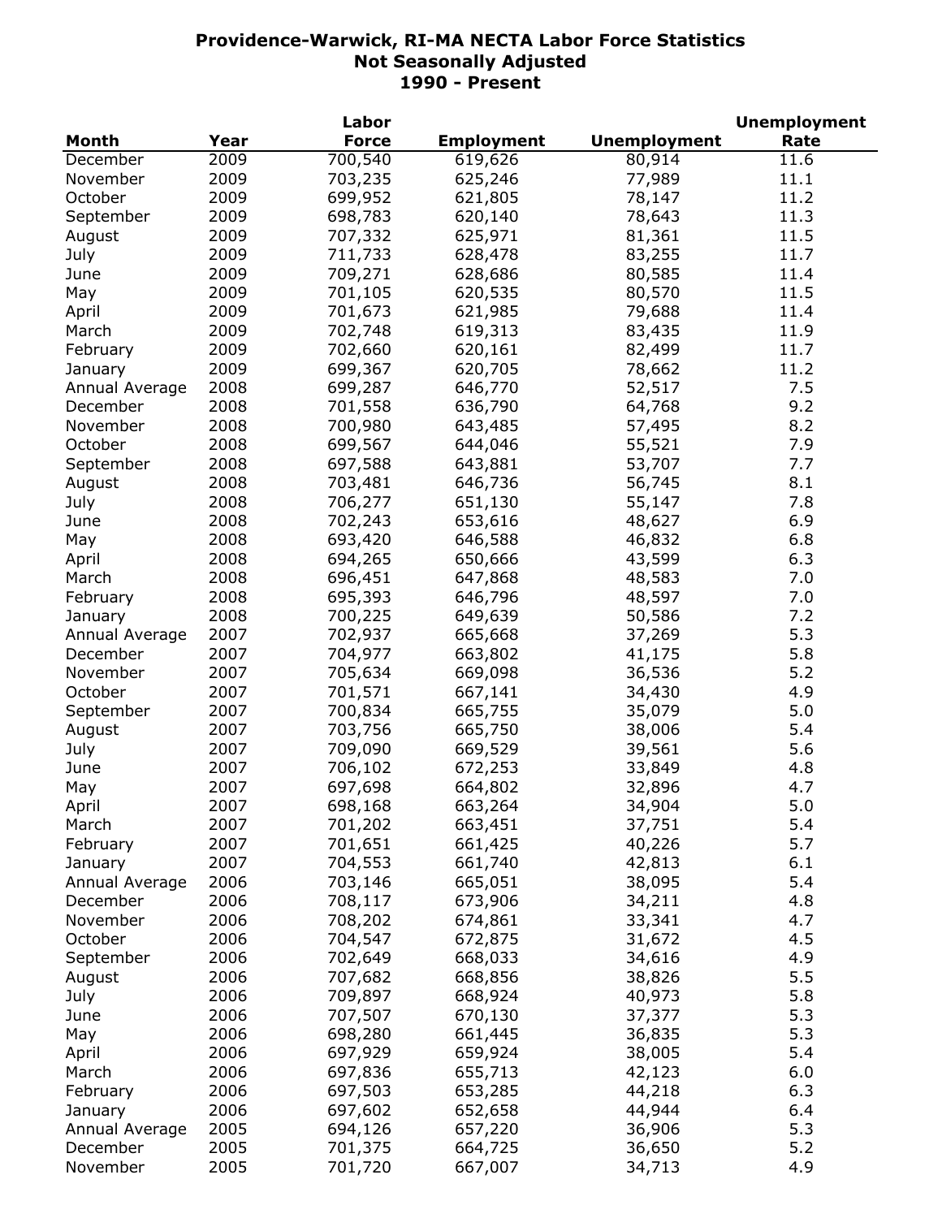# Providence-Warwick, RI-MA NECTA Labor Force Statistics
## Not Seasonally Adjusted
## 1990 - Present

| Month | Year | Labor Force | Employment | Unemployment | Unemployment Rate |
|---|---|---|---|---|---|
| December | 2009 | 700,540 | 619,626 | 80,914 | 11.6 |
| November | 2009 | 703,235 | 625,246 | 77,989 | 11.1 |
| October | 2009 | 699,952 | 621,805 | 78,147 | 11.2 |
| September | 2009 | 698,783 | 620,140 | 78,643 | 11.3 |
| August | 2009 | 707,332 | 625,971 | 81,361 | 11.5 |
| July | 2009 | 711,733 | 628,478 | 83,255 | 11.7 |
| June | 2009 | 709,271 | 628,686 | 80,585 | 11.4 |
| May | 2009 | 701,105 | 620,535 | 80,570 | 11.5 |
| April | 2009 | 701,673 | 621,985 | 79,688 | 11.4 |
| March | 2009 | 702,748 | 619,313 | 83,435 | 11.9 |
| February | 2009 | 702,660 | 620,161 | 82,499 | 11.7 |
| January | 2009 | 699,367 | 620,705 | 78,662 | 11.2 |
| Annual Average | 2008 | 699,287 | 646,770 | 52,517 | 7.5 |
| December | 2008 | 701,558 | 636,790 | 64,768 | 9.2 |
| November | 2008 | 700,980 | 643,485 | 57,495 | 8.2 |
| October | 2008 | 699,567 | 644,046 | 55,521 | 7.9 |
| September | 2008 | 697,588 | 643,881 | 53,707 | 7.7 |
| August | 2008 | 703,481 | 646,736 | 56,745 | 8.1 |
| July | 2008 | 706,277 | 651,130 | 55,147 | 7.8 |
| June | 2008 | 702,243 | 653,616 | 48,627 | 6.9 |
| May | 2008 | 693,420 | 646,588 | 46,832 | 6.8 |
| April | 2008 | 694,265 | 650,666 | 43,599 | 6.3 |
| March | 2008 | 696,451 | 647,868 | 48,583 | 7.0 |
| February | 2008 | 695,393 | 646,796 | 48,597 | 7.0 |
| January | 2008 | 700,225 | 649,639 | 50,586 | 7.2 |
| Annual Average | 2007 | 702,937 | 665,668 | 37,269 | 5.3 |
| December | 2007 | 704,977 | 663,802 | 41,175 | 5.8 |
| November | 2007 | 705,634 | 669,098 | 36,536 | 5.2 |
| October | 2007 | 701,571 | 667,141 | 34,430 | 4.9 |
| September | 2007 | 700,834 | 665,755 | 35,079 | 5.0 |
| August | 2007 | 703,756 | 665,750 | 38,006 | 5.4 |
| July | 2007 | 709,090 | 669,529 | 39,561 | 5.6 |
| June | 2007 | 706,102 | 672,253 | 33,849 | 4.8 |
| May | 2007 | 697,698 | 664,802 | 32,896 | 4.7 |
| April | 2007 | 698,168 | 663,264 | 34,904 | 5.0 |
| March | 2007 | 701,202 | 663,451 | 37,751 | 5.4 |
| February | 2007 | 701,651 | 661,425 | 40,226 | 5.7 |
| January | 2007 | 704,553 | 661,740 | 42,813 | 6.1 |
| Annual Average | 2006 | 703,146 | 665,051 | 38,095 | 5.4 |
| December | 2006 | 708,117 | 673,906 | 34,211 | 4.8 |
| November | 2006 | 708,202 | 674,861 | 33,341 | 4.7 |
| October | 2006 | 704,547 | 672,875 | 31,672 | 4.5 |
| September | 2006 | 702,649 | 668,033 | 34,616 | 4.9 |
| August | 2006 | 707,682 | 668,856 | 38,826 | 5.5 |
| July | 2006 | 709,897 | 668,924 | 40,973 | 5.8 |
| June | 2006 | 707,507 | 670,130 | 37,377 | 5.3 |
| May | 2006 | 698,280 | 661,445 | 36,835 | 5.3 |
| April | 2006 | 697,929 | 659,924 | 38,005 | 5.4 |
| March | 2006 | 697,836 | 655,713 | 42,123 | 6.0 |
| February | 2006 | 697,503 | 653,285 | 44,218 | 6.3 |
| January | 2006 | 697,602 | 652,658 | 44,944 | 6.4 |
| Annual Average | 2005 | 694,126 | 657,220 | 36,906 | 5.3 |
| December | 2005 | 701,375 | 664,725 | 36,650 | 5.2 |
| November | 2005 | 701,720 | 667,007 | 34,713 | 4.9 |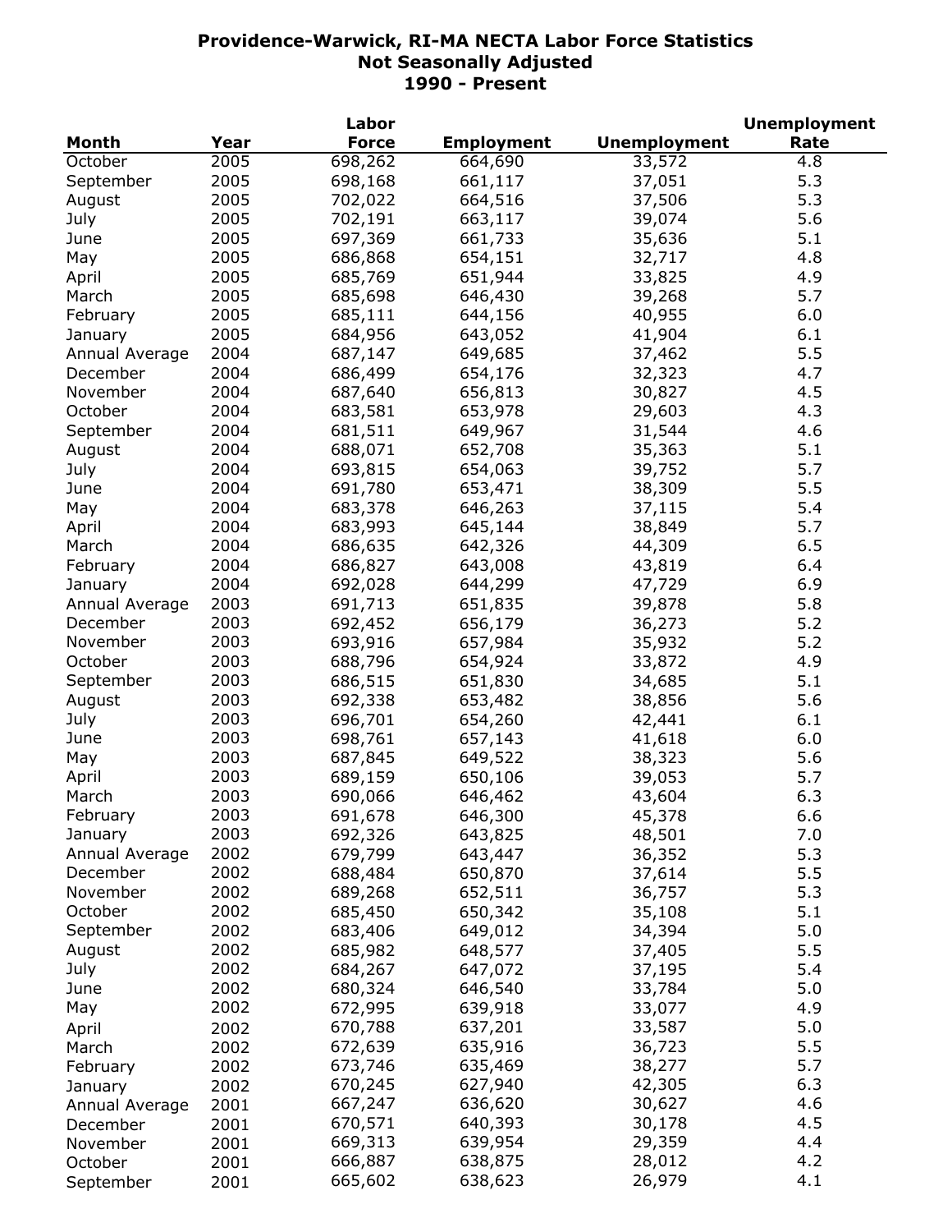**Providence-Warwick, RI-MA NECTA Labor Force Statistics**
**Not Seasonally Adjusted**
**1990 - Present**

| Month | Year | Labor Force | Employment | Unemployment | Unemployment Rate |
|---|---|---|---|---|---|
| October | 2005 | 698,262 | 664,690 | 33,572 | 4.8 |
| September | 2005 | 698,168 | 661,117 | 37,051 | 5.3 |
| August | 2005 | 702,022 | 664,516 | 37,506 | 5.3 |
| July | 2005 | 702,191 | 663,117 | 39,074 | 5.6 |
| June | 2005 | 697,369 | 661,733 | 35,636 | 5.1 |
| May | 2005 | 686,868 | 654,151 | 32,717 | 4.8 |
| April | 2005 | 685,769 | 651,944 | 33,825 | 4.9 |
| March | 2005 | 685,698 | 646,430 | 39,268 | 5.7 |
| February | 2005 | 685,111 | 644,156 | 40,955 | 6.0 |
| January | 2005 | 684,956 | 643,052 | 41,904 | 6.1 |
| Annual Average | 2004 | 687,147 | 649,685 | 37,462 | 5.5 |
| December | 2004 | 686,499 | 654,176 | 32,323 | 4.7 |
| November | 2004 | 687,640 | 656,813 | 30,827 | 4.5 |
| October | 2004 | 683,581 | 653,978 | 29,603 | 4.3 |
| September | 2004 | 681,511 | 649,967 | 31,544 | 4.6 |
| August | 2004 | 688,071 | 652,708 | 35,363 | 5.1 |
| July | 2004 | 693,815 | 654,063 | 39,752 | 5.7 |
| June | 2004 | 691,780 | 653,471 | 38,309 | 5.5 |
| May | 2004 | 683,378 | 646,263 | 37,115 | 5.4 |
| April | 2004 | 683,993 | 645,144 | 38,849 | 5.7 |
| March | 2004 | 686,635 | 642,326 | 44,309 | 6.5 |
| February | 2004 | 686,827 | 643,008 | 43,819 | 6.4 |
| January | 2004 | 692,028 | 644,299 | 47,729 | 6.9 |
| Annual Average | 2003 | 691,713 | 651,835 | 39,878 | 5.8 |
| December | 2003 | 692,452 | 656,179 | 36,273 | 5.2 |
| November | 2003 | 693,916 | 657,984 | 35,932 | 5.2 |
| October | 2003 | 688,796 | 654,924 | 33,872 | 4.9 |
| September | 2003 | 686,515 | 651,830 | 34,685 | 5.1 |
| August | 2003 | 692,338 | 653,482 | 38,856 | 5.6 |
| July | 2003 | 696,701 | 654,260 | 42,441 | 6.1 |
| June | 2003 | 698,761 | 657,143 | 41,618 | 6.0 |
| May | 2003 | 687,845 | 649,522 | 38,323 | 5.6 |
| April | 2003 | 689,159 | 650,106 | 39,053 | 5.7 |
| March | 2003 | 690,066 | 646,462 | 43,604 | 6.3 |
| February | 2003 | 691,678 | 646,300 | 45,378 | 6.6 |
| January | 2003 | 692,326 | 643,825 | 48,501 | 7.0 |
| Annual Average | 2002 | 679,799 | 643,447 | 36,352 | 5.3 |
| December | 2002 | 688,484 | 650,870 | 37,614 | 5.5 |
| November | 2002 | 689,268 | 652,511 | 36,757 | 5.3 |
| October | 2002 | 685,450 | 650,342 | 35,108 | 5.1 |
| September | 2002 | 683,406 | 649,012 | 34,394 | 5.0 |
| August | 2002 | 685,982 | 648,577 | 37,405 | 5.5 |
| July | 2002 | 684,267 | 647,072 | 37,195 | 5.4 |
| June | 2002 | 680,324 | 646,540 | 33,784 | 5.0 |
| May | 2002 | 672,995 | 639,918 | 33,077 | 4.9 |
| April | 2002 | 670,788 | 637,201 | 33,587 | 5.0 |
| March | 2002 | 672,639 | 635,916 | 36,723 | 5.5 |
| February | 2002 | 673,746 | 635,469 | 38,277 | 5.7 |
| January | 2002 | 670,245 | 627,940 | 42,305 | 6.3 |
| Annual Average | 2001 | 667,247 | 636,620 | 30,627 | 4.6 |
| December | 2001 | 670,571 | 640,393 | 30,178 | 4.5 |
| November | 2001 | 669,313 | 639,954 | 29,359 | 4.4 |
| October | 2001 | 666,887 | 638,875 | 28,012 | 4.2 |
| September | 2001 | 665,602 | 638,623 | 26,979 | 4.1 |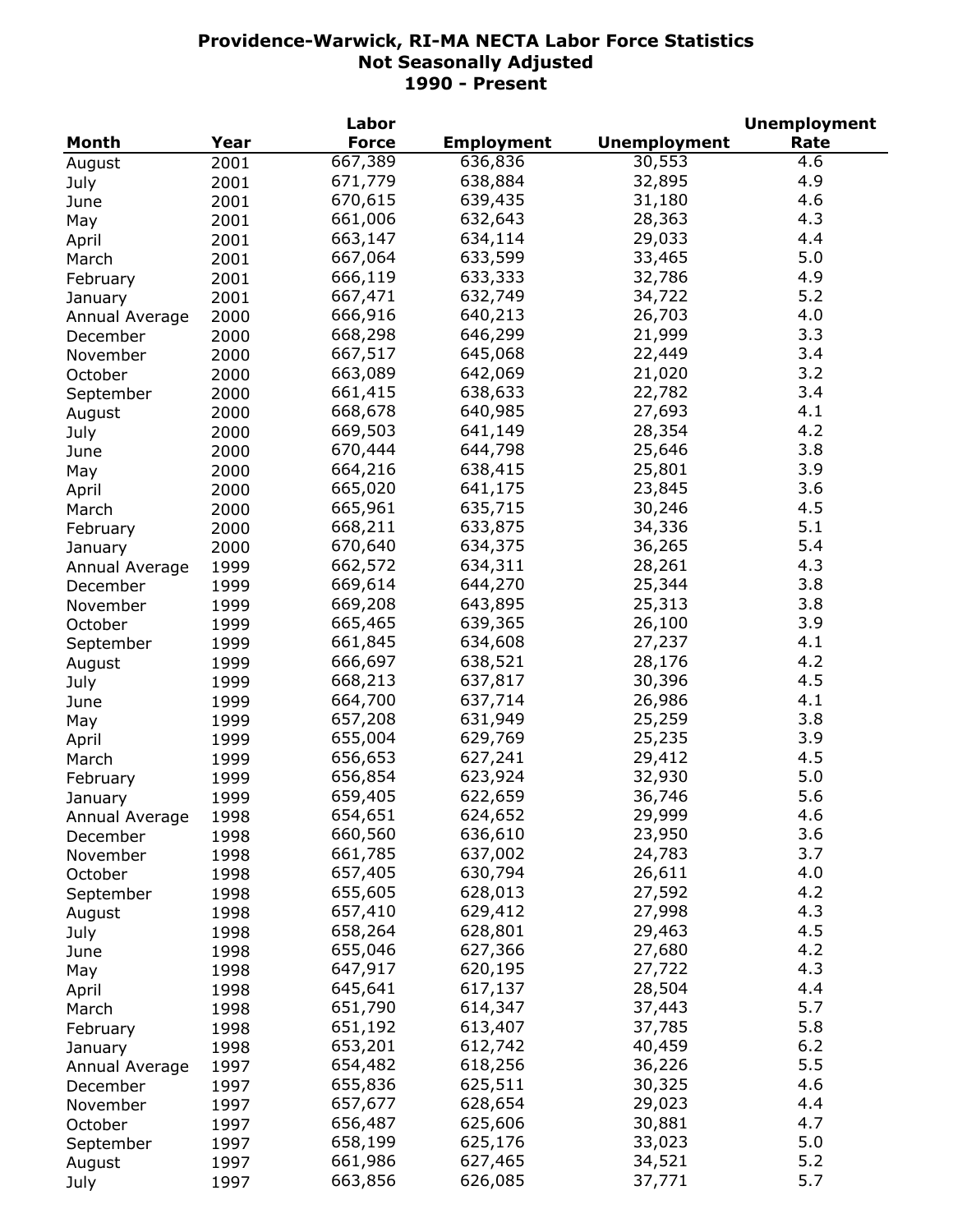**Providence-Warwick, RI-MA NECTA Labor Force Statistics**
**Not Seasonally Adjusted**
**1990 - Present**

| Month | Year | Labor Force | Employment | Unemployment | Unemployment Rate |
|---|---|---|---|---|---|
| August | 2001 | 667,389 | 636,836 | 30,553 | 4.6 |
| July | 2001 | 671,779 | 638,884 | 32,895 | 4.9 |
| June | 2001 | 670,615 | 639,435 | 31,180 | 4.6 |
| May | 2001 | 661,006 | 632,643 | 28,363 | 4.3 |
| April | 2001 | 663,147 | 634,114 | 29,033 | 4.4 |
| March | 2001 | 667,064 | 633,599 | 33,465 | 5.0 |
| February | 2001 | 666,119 | 633,333 | 32,786 | 4.9 |
| January | 2001 | 667,471 | 632,749 | 34,722 | 5.2 |
| Annual Average | 2000 | 666,916 | 640,213 | 26,703 | 4.0 |
| December | 2000 | 668,298 | 646,299 | 21,999 | 3.3 |
| November | 2000 | 667,517 | 645,068 | 22,449 | 3.4 |
| October | 2000 | 663,089 | 642,069 | 21,020 | 3.2 |
| September | 2000 | 661,415 | 638,633 | 22,782 | 3.4 |
| August | 2000 | 668,678 | 640,985 | 27,693 | 4.1 |
| July | 2000 | 669,503 | 641,149 | 28,354 | 4.2 |
| June | 2000 | 670,444 | 644,798 | 25,646 | 3.8 |
| May | 2000 | 664,216 | 638,415 | 25,801 | 3.9 |
| April | 2000 | 665,020 | 641,175 | 23,845 | 3.6 |
| March | 2000 | 665,961 | 635,715 | 30,246 | 4.5 |
| February | 2000 | 668,211 | 633,875 | 34,336 | 5.1 |
| January | 2000 | 670,640 | 634,375 | 36,265 | 5.4 |
| Annual Average | 1999 | 662,572 | 634,311 | 28,261 | 4.3 |
| December | 1999 | 669,614 | 644,270 | 25,344 | 3.8 |
| November | 1999 | 669,208 | 643,895 | 25,313 | 3.8 |
| October | 1999 | 665,465 | 639,365 | 26,100 | 3.9 |
| September | 1999 | 661,845 | 634,608 | 27,237 | 4.1 |
| August | 1999 | 666,697 | 638,521 | 28,176 | 4.2 |
| July | 1999 | 668,213 | 637,817 | 30,396 | 4.5 |
| June | 1999 | 664,700 | 637,714 | 26,986 | 4.1 |
| May | 1999 | 657,208 | 631,949 | 25,259 | 3.8 |
| April | 1999 | 655,004 | 629,769 | 25,235 | 3.9 |
| March | 1999 | 656,653 | 627,241 | 29,412 | 4.5 |
| February | 1999 | 656,854 | 623,924 | 32,930 | 5.0 |
| January | 1999 | 659,405 | 622,659 | 36,746 | 5.6 |
| Annual Average | 1998 | 654,651 | 624,652 | 29,999 | 4.6 |
| December | 1998 | 660,560 | 636,610 | 23,950 | 3.6 |
| November | 1998 | 661,785 | 637,002 | 24,783 | 3.7 |
| October | 1998 | 657,405 | 630,794 | 26,611 | 4.0 |
| September | 1998 | 655,605 | 628,013 | 27,592 | 4.2 |
| August | 1998 | 657,410 | 629,412 | 27,998 | 4.3 |
| July | 1998 | 658,264 | 628,801 | 29,463 | 4.5 |
| June | 1998 | 655,046 | 627,366 | 27,680 | 4.2 |
| May | 1998 | 647,917 | 620,195 | 27,722 | 4.3 |
| April | 1998 | 645,641 | 617,137 | 28,504 | 4.4 |
| March | 1998 | 651,790 | 614,347 | 37,443 | 5.7 |
| February | 1998 | 651,192 | 613,407 | 37,785 | 5.8 |
| January | 1998 | 653,201 | 612,742 | 40,459 | 6.2 |
| Annual Average | 1997 | 654,482 | 618,256 | 36,226 | 5.5 |
| December | 1997 | 655,836 | 625,511 | 30,325 | 4.6 |
| November | 1997 | 657,677 | 628,654 | 29,023 | 4.4 |
| October | 1997 | 656,487 | 625,606 | 30,881 | 4.7 |
| September | 1997 | 658,199 | 625,176 | 33,023 | 5.0 |
| August | 1997 | 661,986 | 627,465 | 34,521 | 5.2 |
| July | 1997 | 663,856 | 626,085 | 37,771 | 5.7 |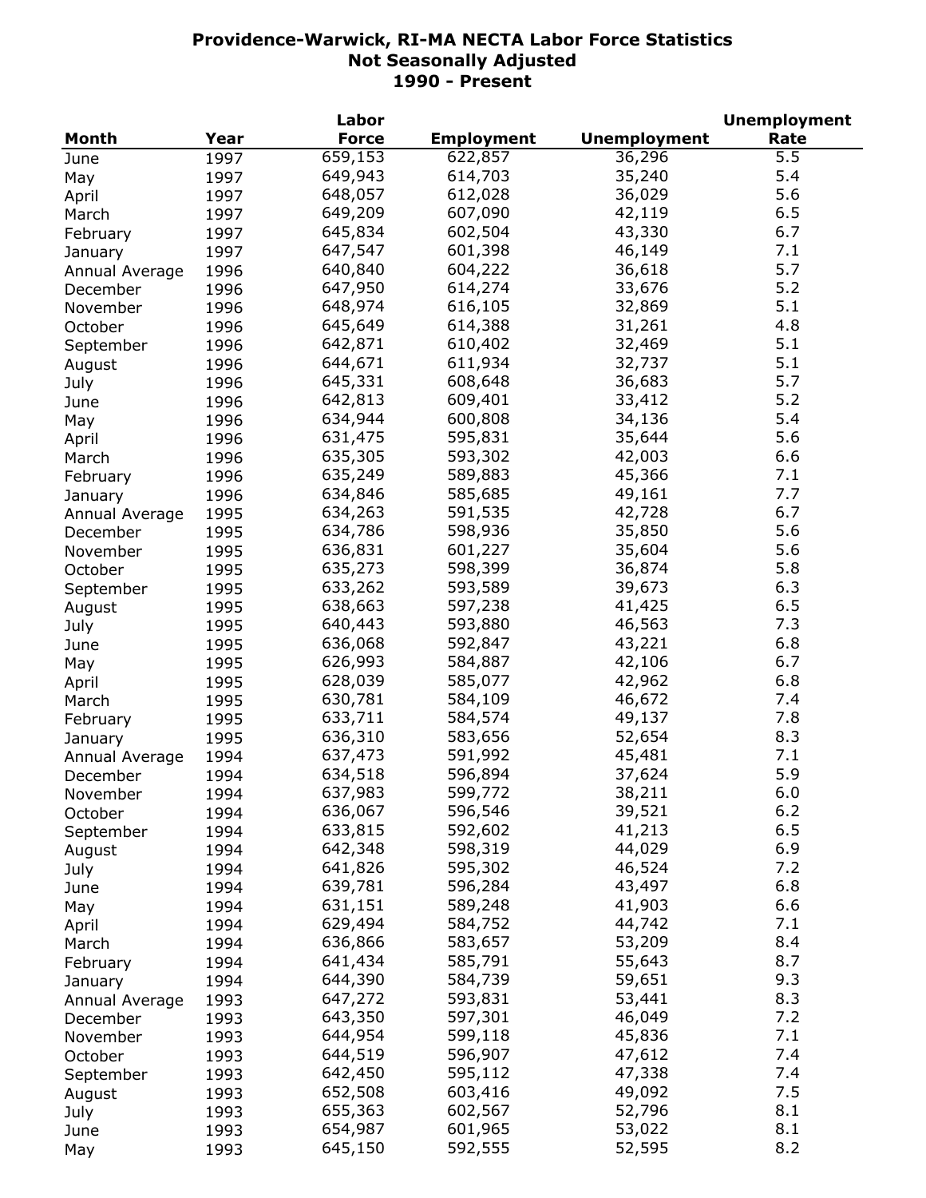**Providence-Warwick, RI-MA NECTA Labor Force Statistics**
**Not Seasonally Adjusted**
**1990 - Present**

| Month | Year | Labor Force | Employment | Unemployment | Unemployment Rate |
|---|---|---|---|---|---|
| June | 1997 | 659,153 | 622,857 | 36,296 | 5.5 |
| May | 1997 | 649,943 | 614,703 | 35,240 | 5.4 |
| April | 1997 | 648,057 | 612,028 | 36,029 | 5.6 |
| March | 1997 | 649,209 | 607,090 | 42,119 | 6.5 |
| February | 1997 | 645,834 | 602,504 | 43,330 | 6.7 |
| January | 1997 | 647,547 | 601,398 | 46,149 | 7.1 |
| Annual Average | 1996 | 640,840 | 604,222 | 36,618 | 5.7 |
| December | 1996 | 647,950 | 614,274 | 33,676 | 5.2 |
| November | 1996 | 648,974 | 616,105 | 32,869 | 5.1 |
| October | 1996 | 645,649 | 614,388 | 31,261 | 4.8 |
| September | 1996 | 642,871 | 610,402 | 32,469 | 5.1 |
| August | 1996 | 644,671 | 611,934 | 32,737 | 5.1 |
| July | 1996 | 645,331 | 608,648 | 36,683 | 5.7 |
| June | 1996 | 642,813 | 609,401 | 33,412 | 5.2 |
| May | 1996 | 634,944 | 600,808 | 34,136 | 5.4 |
| April | 1996 | 631,475 | 595,831 | 35,644 | 5.6 |
| March | 1996 | 635,305 | 593,302 | 42,003 | 6.6 |
| February | 1996 | 635,249 | 589,883 | 45,366 | 7.1 |
| January | 1996 | 634,846 | 585,685 | 49,161 | 7.7 |
| Annual Average | 1995 | 634,263 | 591,535 | 42,728 | 6.7 |
| December | 1995 | 634,786 | 598,936 | 35,850 | 5.6 |
| November | 1995 | 636,831 | 601,227 | 35,604 | 5.6 |
| October | 1995 | 635,273 | 598,399 | 36,874 | 5.8 |
| September | 1995 | 633,262 | 593,589 | 39,673 | 6.3 |
| August | 1995 | 638,663 | 597,238 | 41,425 | 6.5 |
| July | 1995 | 640,443 | 593,880 | 46,563 | 7.3 |
| June | 1995 | 636,068 | 592,847 | 43,221 | 6.8 |
| May | 1995 | 626,993 | 584,887 | 42,106 | 6.7 |
| April | 1995 | 628,039 | 585,077 | 42,962 | 6.8 |
| March | 1995 | 630,781 | 584,109 | 46,672 | 7.4 |
| February | 1995 | 633,711 | 584,574 | 49,137 | 7.8 |
| January | 1995 | 636,310 | 583,656 | 52,654 | 8.3 |
| Annual Average | 1994 | 637,473 | 591,992 | 45,481 | 7.1 |
| December | 1994 | 634,518 | 596,894 | 37,624 | 5.9 |
| November | 1994 | 637,983 | 599,772 | 38,211 | 6.0 |
| October | 1994 | 636,067 | 596,546 | 39,521 | 6.2 |
| September | 1994 | 633,815 | 592,602 | 41,213 | 6.5 |
| August | 1994 | 642,348 | 598,319 | 44,029 | 6.9 |
| July | 1994 | 641,826 | 595,302 | 46,524 | 7.2 |
| June | 1994 | 639,781 | 596,284 | 43,497 | 6.8 |
| May | 1994 | 631,151 | 589,248 | 41,903 | 6.6 |
| April | 1994 | 629,494 | 584,752 | 44,742 | 7.1 |
| March | 1994 | 636,866 | 583,657 | 53,209 | 8.4 |
| February | 1994 | 641,434 | 585,791 | 55,643 | 8.7 |
| January | 1994 | 644,390 | 584,739 | 59,651 | 9.3 |
| Annual Average | 1993 | 647,272 | 593,831 | 53,441 | 8.3 |
| December | 1993 | 643,350 | 597,301 | 46,049 | 7.2 |
| November | 1993 | 644,954 | 599,118 | 45,836 | 7.1 |
| October | 1993 | 644,519 | 596,907 | 47,612 | 7.4 |
| September | 1993 | 642,450 | 595,112 | 47,338 | 7.4 |
| August | 1993 | 652,508 | 603,416 | 49,092 | 7.5 |
| July | 1993 | 655,363 | 602,567 | 52,796 | 8.1 |
| June | 1993 | 654,987 | 601,965 | 53,022 | 8.1 |
| May | 1993 | 645,150 | 592,555 | 52,595 | 8.2 |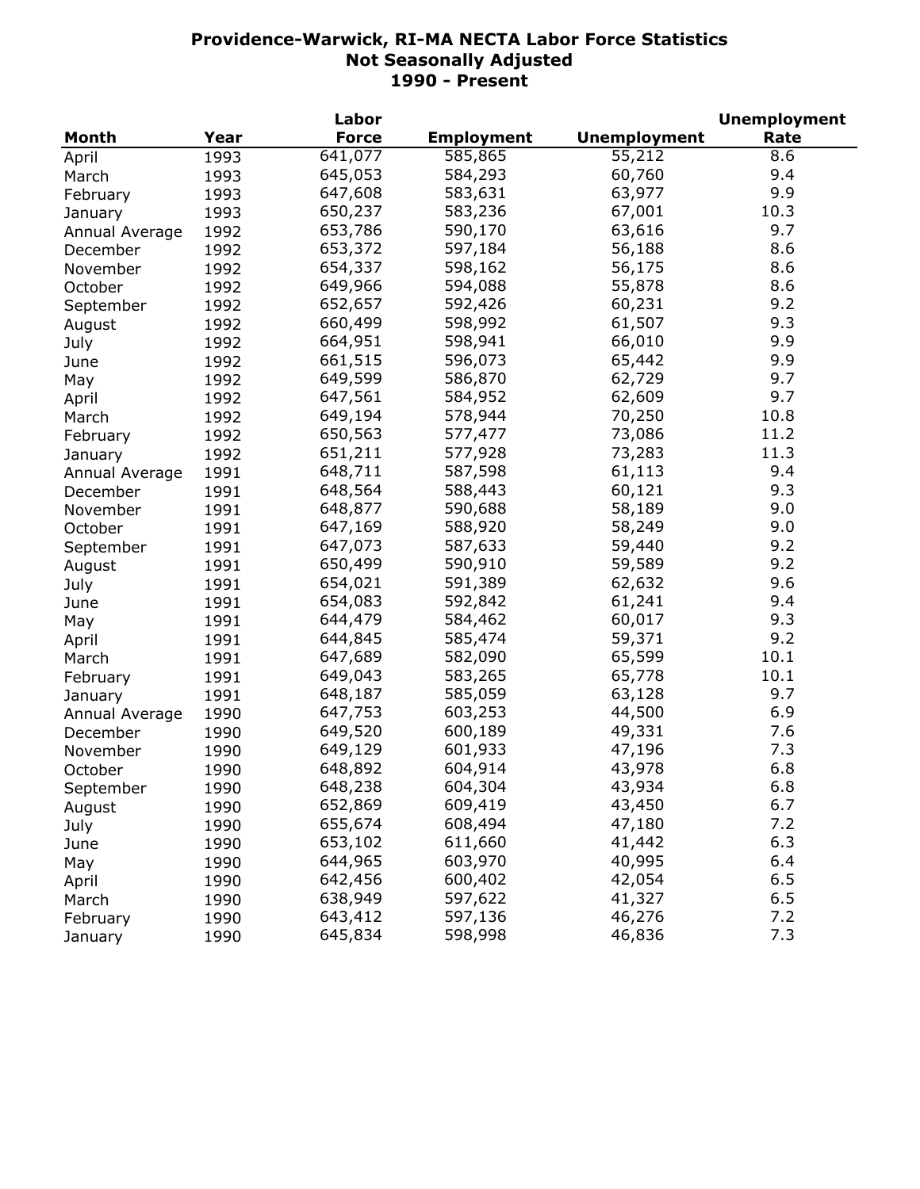**Providence-Warwick, RI-MA NECTA Labor Force Statistics**
**Not Seasonally Adjusted**
**1990 - Present**

| Month | Year | Labor Force | Employment | Unemployment | Unemployment Rate |
|---|---|---|---|---|---|
| April | 1993 | 641,077 | 585,865 | 55,212 | 8.6 |
| March | 1993 | 645,053 | 584,293 | 60,760 | 9.4 |
| February | 1993 | 647,608 | 583,631 | 63,977 | 9.9 |
| January | 1993 | 650,237 | 583,236 | 67,001 | 10.3 |
| Annual Average | 1992 | 653,786 | 590,170 | 63,616 | 9.7 |
| December | 1992 | 653,372 | 597,184 | 56,188 | 8.6 |
| November | 1992 | 654,337 | 598,162 | 56,175 | 8.6 |
| October | 1992 | 649,966 | 594,088 | 55,878 | 8.6 |
| September | 1992 | 652,657 | 592,426 | 60,231 | 9.2 |
| August | 1992 | 660,499 | 598,992 | 61,507 | 9.3 |
| July | 1992 | 664,951 | 598,941 | 66,010 | 9.9 |
| June | 1992 | 661,515 | 596,073 | 65,442 | 9.9 |
| May | 1992 | 649,599 | 586,870 | 62,729 | 9.7 |
| April | 1992 | 647,561 | 584,952 | 62,609 | 9.7 |
| March | 1992 | 649,194 | 578,944 | 70,250 | 10.8 |
| February | 1992 | 650,563 | 577,477 | 73,086 | 11.2 |
| January | 1992 | 651,211 | 577,928 | 73,283 | 11.3 |
| Annual Average | 1991 | 648,711 | 587,598 | 61,113 | 9.4 |
| December | 1991 | 648,564 | 588,443 | 60,121 | 9.3 |
| November | 1991 | 648,877 | 590,688 | 58,189 | 9.0 |
| October | 1991 | 647,169 | 588,920 | 58,249 | 9.0 |
| September | 1991 | 647,073 | 587,633 | 59,440 | 9.2 |
| August | 1991 | 650,499 | 590,910 | 59,589 | 9.2 |
| July | 1991 | 654,021 | 591,389 | 62,632 | 9.6 |
| June | 1991 | 654,083 | 592,842 | 61,241 | 9.4 |
| May | 1991 | 644,479 | 584,462 | 60,017 | 9.3 |
| April | 1991 | 644,845 | 585,474 | 59,371 | 9.2 |
| March | 1991 | 647,689 | 582,090 | 65,599 | 10.1 |
| February | 1991 | 649,043 | 583,265 | 65,778 | 10.1 |
| January | 1991 | 648,187 | 585,059 | 63,128 | 9.7 |
| Annual Average | 1990 | 647,753 | 603,253 | 44,500 | 6.9 |
| December | 1990 | 649,520 | 600,189 | 49,331 | 7.6 |
| November | 1990 | 649,129 | 601,933 | 47,196 | 7.3 |
| October | 1990 | 648,892 | 604,914 | 43,978 | 6.8 |
| September | 1990 | 648,238 | 604,304 | 43,934 | 6.8 |
| August | 1990 | 652,869 | 609,419 | 43,450 | 6.7 |
| July | 1990 | 655,674 | 608,494 | 47,180 | 7.2 |
| June | 1990 | 653,102 | 611,660 | 41,442 | 6.3 |
| May | 1990 | 644,965 | 603,970 | 40,995 | 6.4 |
| April | 1990 | 642,456 | 600,402 | 42,054 | 6.5 |
| March | 1990 | 638,949 | 597,622 | 41,327 | 6.5 |
| February | 1990 | 643,412 | 597,136 | 46,276 | 7.2 |
| January | 1990 | 645,834 | 598,998 | 46,836 | 7.3 |